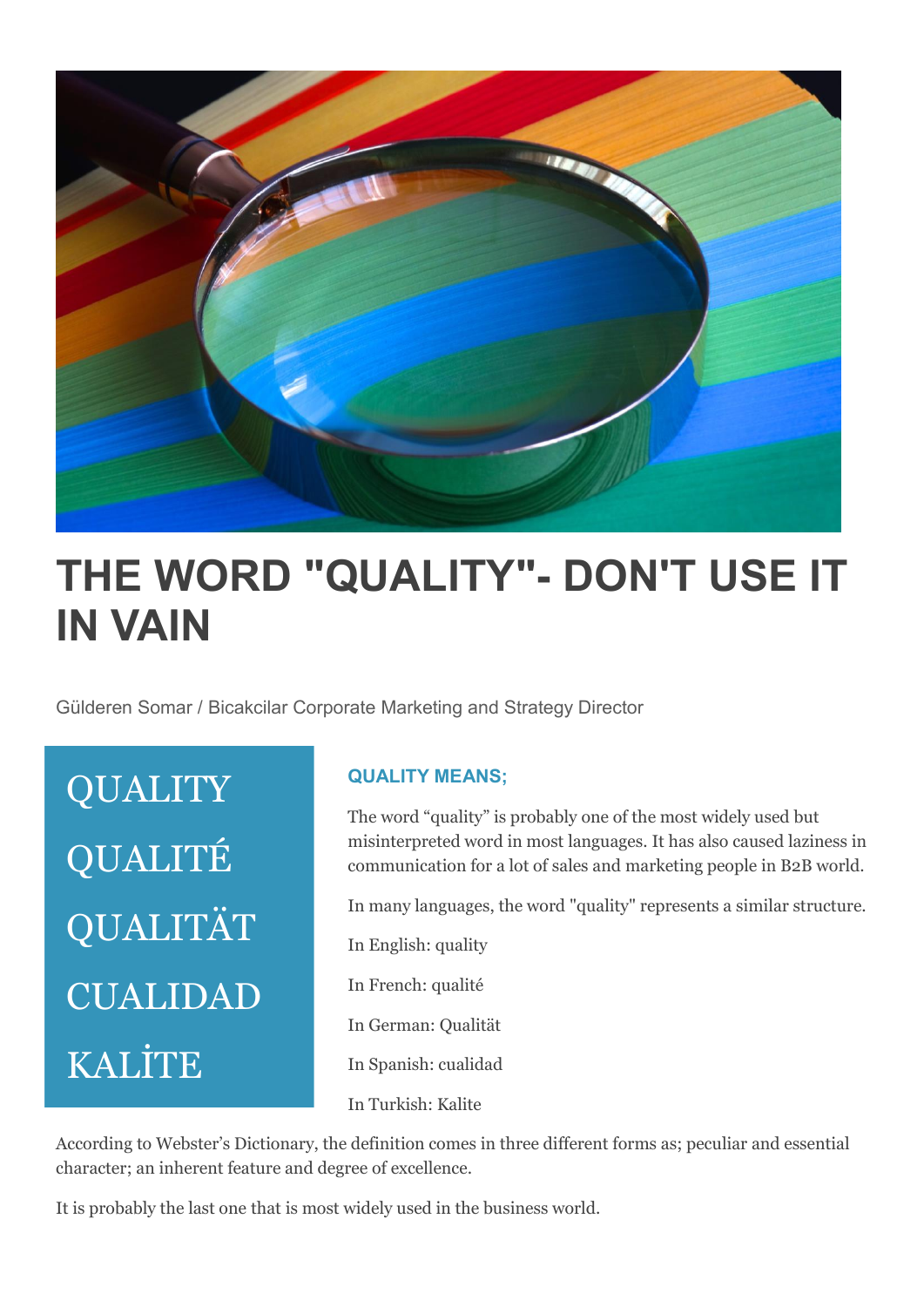# THE WORD "QUALITY"- DON'T USE IT IN VAIN

Gülderen Somar / Bicakcilar Corporate Marketing and Strategy Director

QUALITY

QUALITÉ

QUALITÄT

CUALIDAD

KALİTE

### QUALITY MEANS;

The word “quality” is probably one of the most widely used but misinterpreted word in most languages. It has also caused laziness in communication for a lot of sales and marketing people in B2B world.

In many languages, the word "quality" represents a similar structure.

In English: quality

In French: qualité

In German: Qualität

In Spanish: cualidad

In Turkish: Kalite

According to Webster’s Dictionary, the definition comes in three different forms as; peculiar and essential character; an inherent feature and degree of excellence.

It is probably the last one that is most widely used in the business world.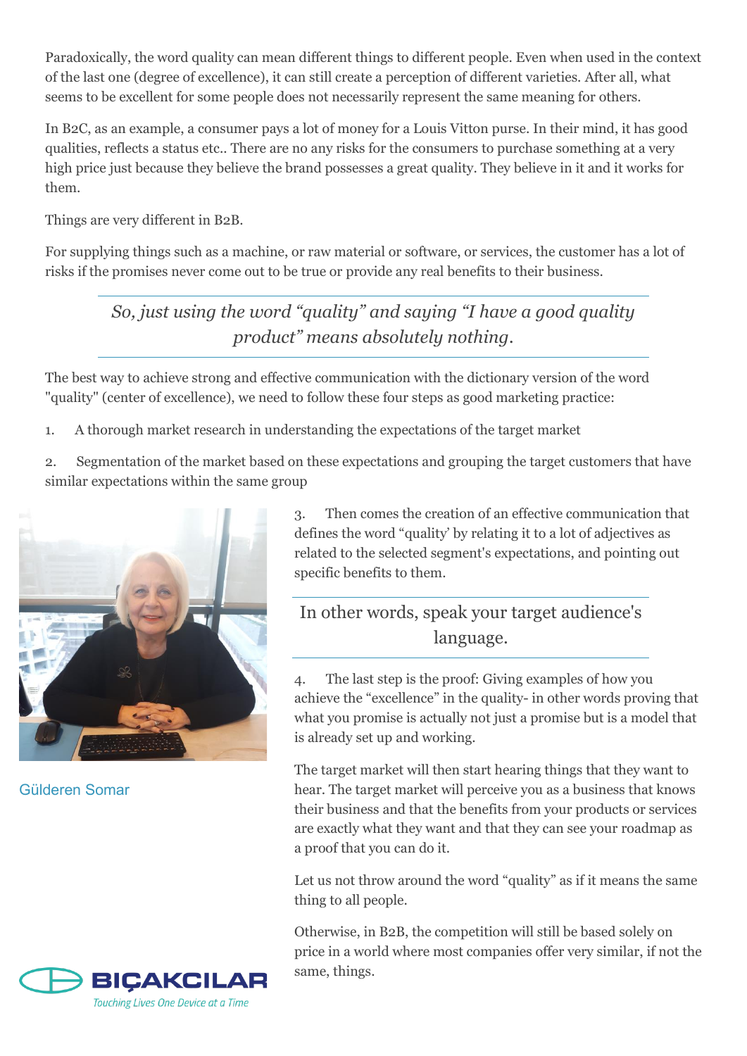Paradoxically, the word quality can mean different things to different people. Even when used in the context of the last one (degree of excellence), it can still create a perception of different varieties. After all, what seems to be excellent for some people does not necessarily represent the same meaning for others.

In B2C, as an example, a consumer pays a lot of money for a Louis Vitton purse. In their mind, it has good qualities, reflects a status etc.. There are no any risks for the consumers to purchase something at a very high price just because they believe the brand possesses a great quality. They believe in it and it works for them.

Things are very different in B2B.

For supplying things such as a machine, or raw material or software, or services, the customer has a lot of risks if the promises never come out to be true or provide any real benefits to their business.

> *So, just using the word "quality" and saying "I have a good quality product" means absolutely nothing.*

The best way to achieve strong and effective communication with the dictionary version of the word "quality" (center of excellence), we need to follow these four steps as good marketing practice:

1. A thorough market research in understanding the expectations of the target market
2. Segmentation of the market based on these expectations and grouping the target customers that have similar expectations within the same group
3. Then comes the creation of an effective communication that defines the word "quality' by relating it to a lot of adjectives as related to the selected segment's expectations, and pointing out specific benefits to them.

> In other words, speak your target audience's language.

4. The last step is the proof: Giving examples of how you achieve the "excellence" in the quality- in other words proving that what you promise is actually not just a promise but is a model that is already set up and working.

The target market will then start hearing things that they want to hear. The target market will perceive you as a business that knows their business and that the benefits from your products or services are exactly what they want and that they can see your roadmap as a proof that you can do it.

Let us not throw around the word "quality" as if it means the same thing to all people.

Otherwise, in B2B, the competition will still be based solely on price in a world where most companies offer very similar, if not the same, things.

Gülderen Somar

BIÇAKCILAR

Touching Lives One Device at a Time